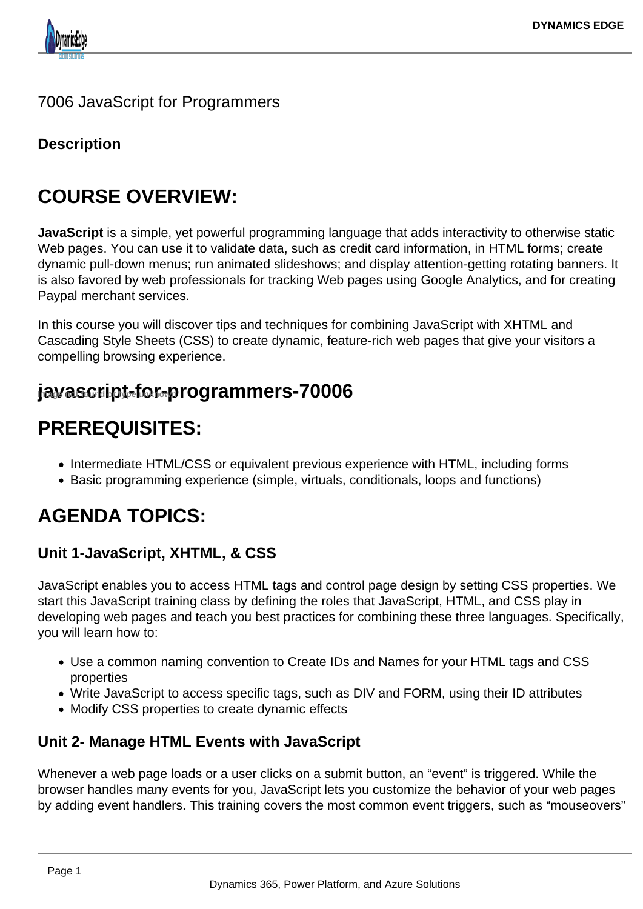7006 JavaScript for Programmers

**Description**

# COURSE OVERVIEW:

**JavaScript** is a simple, yet powerful programming language that adds interactivity to otherwise static Web pages. You can use it to validate data, such as credit card information, in HTML forms; create dynamic pull-down menus; run animated slideshows; and display attention-getting rotating banners. It is also favored by web professionals for tracking Web pages using Google Analytics, and for creating Paypal merchant services.

In this course you will discover tips and techniques for combining JavaScript with XHTML and Cascading Style Sheets (CSS) to create dynamic, feature-rich web pages that give your visitors a compelling browsing experience.

# javascript-for-programmers-70006

# PREREQUISITES:

- Intermediate HTML/CSS or equivalent previous experience with HTML, including forms
- Basic programming experience (simple, virtuals, conditionals, loops and functions)

# AGENDA TOPICS:

### Unit 1-JavaScript, XHTML, & CSS

JavaScript enables you to access HTML tags and control page design by setting CSS properties. We start this JavaScript training class by defining the roles that JavaScript, HTML, and CSS play in developing web pages and teach you best practices for combining these three languages. Specifically, you will learn how to:

- Use a common naming convention to Create IDs and Names for your HTML tags and CSS properties
- Write JavaScript to access specific tags, such as DIV and FORM, using their ID attributes
- Modify CSS properties to create dynamic effects

### Unit 2- Manage HTML Events with JavaScript

Whenever a web page loads or a user clicks on a submit button, an "event" is triggered. While the browser handles many events for you, JavaScript lets you customize the behavior of your web pages by adding event handlers. This training covers the most common event triggers, such as "mouseovers"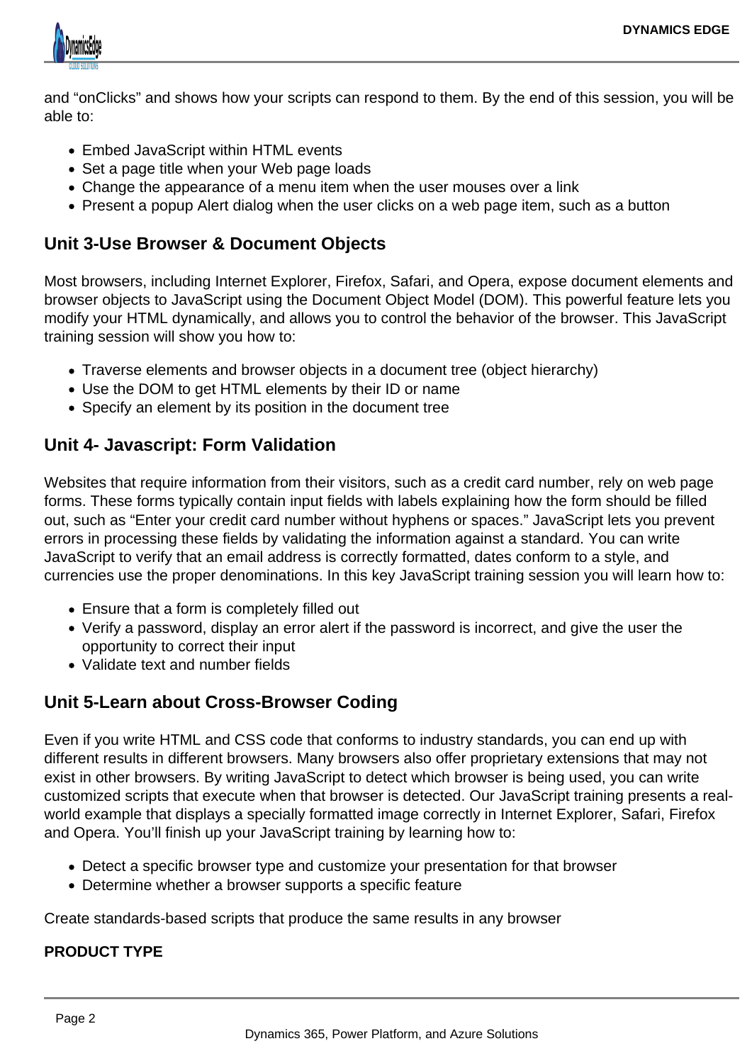and “onClicks” and shows how your scripts can respond to them. By the end of this session, you will be able to:

- Embed JavaScript within HTML events
- Set a page title when your Web page loads
- Change the appearance of a menu item when the user mouses over a link
- Present a popup Alert dialog when the user clicks on a web page item, such as a button

## Unit 3-Use Browser & Document Objects

Most browsers, including Internet Explorer, Firefox, Safari, and Opera, expose document elements and browser objects to JavaScript using the Document Object Model (DOM). This powerful feature lets you modify your HTML dynamically, and allows you to control the behavior of the browser. This JavaScript training session will show you how to:

- Traverse elements and browser objects in a document tree (object hierarchy)
- Use the DOM to get HTML elements by their ID or name
- Specify an element by its position in the document tree

## Unit 4- Javascript: Form Validation

Websites that require information from their visitors, such as a credit card number, rely on web page forms. These forms typically contain input fields with labels explaining how the form should be filled out, such as “Enter your credit card number without hyphens or spaces.” JavaScript lets you prevent errors in processing these fields by validating the information against a standard. You can write JavaScript to verify that an email address is correctly formatted, dates conform to a style, and currencies use the proper denominations. In this key JavaScript training session you will learn how to:

- Ensure that a form is completely filled out
- Verify a password, display an error alert if the password is incorrect, and give the user the opportunity to correct their input
- Validate text and number fields

## Unit 5-Learn about Cross-Browser Coding

Even if you write HTML and CSS code that conforms to industry standards, you can end up with different results in different browsers. Many browsers also offer proprietary extensions that may not exist in other browsers. By writing JavaScript to detect which browser is being used, you can write customized scripts that execute when that browser is detected. Our JavaScript training presents a real-world example that displays a specially formatted image correctly in Internet Explorer, Safari, Firefox and Opera. You’ll finish up your JavaScript training by learning how to:

- Detect a specific browser type and customize your presentation for that browser
- Determine whether a browser supports a specific feature

Create standards-based scripts that produce the same results in any browser

**PRODUCT TYPE**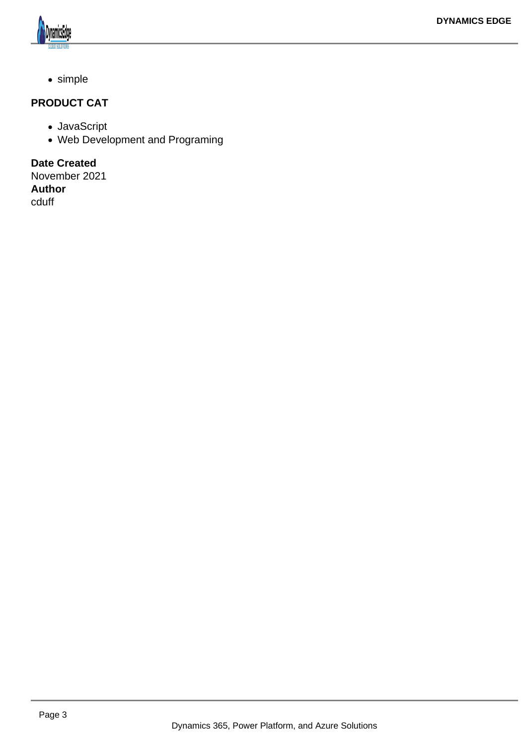- simple

**PRODUCT CAT**

- JavaScript
- Web Development and Programing

**Date Created**
November 2021
**Author**
cduff